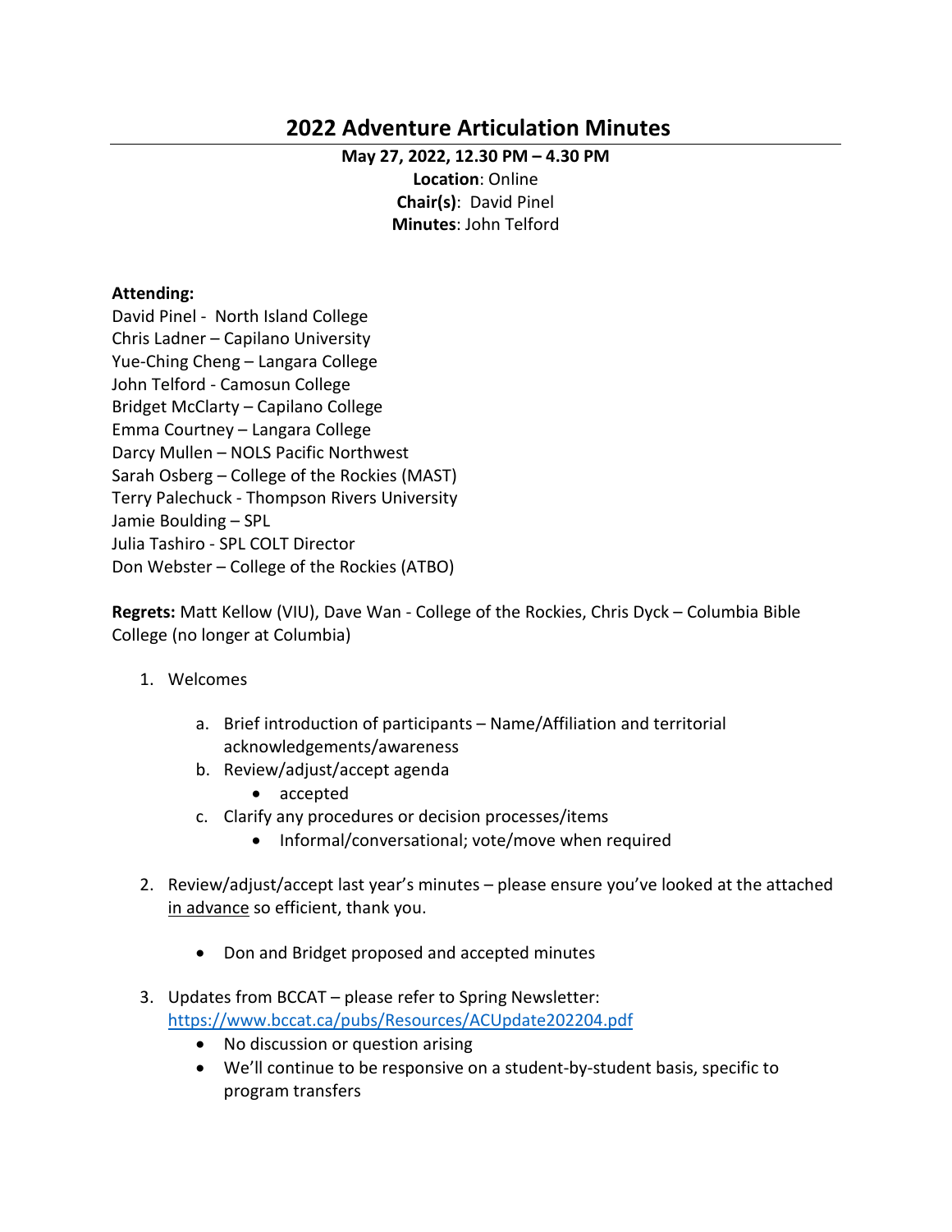# 2022 Adventure Articulation Minutes

**May 27, 2022, 12.30 PM – 4.30 PM**
**Location**: Online
**Chair(s)**: David Pinel
**Minutes**: John Telford

**Attending:**
David Pinel - North Island College
Chris Ladner – Capilano University
Yue-Ching Cheng – Langara College
John Telford - Camosun College
Bridget McClarty – Capilano College
Emma Courtney – Langara College
Darcy Mullen – NOLS Pacific Northwest
Sarah Osberg – College of the Rockies (MAST)
Terry Palechuck - Thompson Rivers University
Jamie Boulding – SPL
Julia Tashiro - SPL COLT Director
Don Webster – College of the Rockies (ATBO)

**Regrets:** Matt Kellow (VIU), Dave Wan - College of the Rockies, Chris Dyck – Columbia Bible College (no longer at Columbia)

1. Welcomes
    a. Brief introduction of participants – Name/Affiliation and territorial acknowledgements/awareness
    b. Review/adjust/accept agenda
        - accepted
    c. Clarify any procedures or decision processes/items
        - Informal/conversational; vote/move when required

2. Review/adjust/accept last year's minutes – please ensure you've looked at the attached in advance so efficient, thank you.
    - Don and Bridget proposed and accepted minutes

3. Updates from BCCAT – please refer to Spring Newsletter: https://www.bccat.ca/pubs/Resources/ACUpdate202204.pdf
    - No discussion or question arising
    - We'll continue to be responsive on a student-by-student basis, specific to program transfers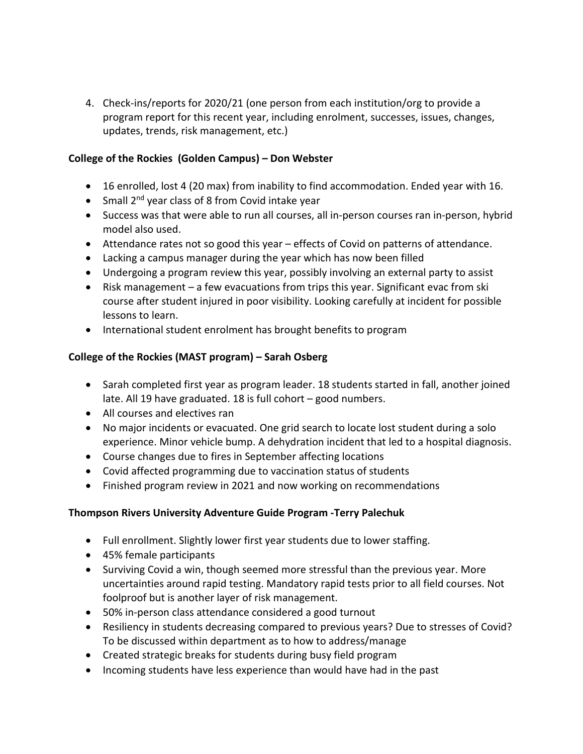4. Check-ins/reports for 2020/21 (one person from each institution/org to provide a program report for this recent year, including enrolment, successes, issues, changes, updates, trends, risk management, etc.)

**College of the Rockies (Golden Campus) – Don Webster**

- 16 enrolled, lost 4 (20 max) from inability to find accommodation. Ended year with 16.
- Small 2nd year class of 8 from Covid intake year
- Success was that were able to run all courses, all in-person courses ran in-person, hybrid model also used.
- Attendance rates not so good this year – effects of Covid on patterns of attendance.
- Lacking a campus manager during the year which has now been filled
- Undergoing a program review this year, possibly involving an external party to assist
- Risk management – a few evacuations from trips this year. Significant evac from ski course after student injured in poor visibility. Looking carefully at incident for possible lessons to learn.
- International student enrolment has brought benefits to program

**College of the Rockies (MAST program) – Sarah Osberg**

- Sarah completed first year as program leader. 18 students started in fall, another joined late. All 19 have graduated. 18 is full cohort – good numbers.
- All courses and electives ran
- No major incidents or evacuated. One grid search to locate lost student during a solo experience. Minor vehicle bump. A dehydration incident that led to a hospital diagnosis.
- Course changes due to fires in September affecting locations
- Covid affected programming due to vaccination status of students
- Finished program review in 2021 and now working on recommendations

**Thompson Rivers University Adventure Guide Program -Terry Palechuk**

- Full enrollment. Slightly lower first year students due to lower staffing.
- 45% female participants
- Surviving Covid a win, though seemed more stressful than the previous year. More uncertainties around rapid testing. Mandatory rapid tests prior to all field courses. Not foolproof but is another layer of risk management.
- 50% in-person class attendance considered a good turnout
- Resiliency in students decreasing compared to previous years? Due to stresses of Covid? To be discussed within department as to how to address/manage
- Created strategic breaks for students during busy field program
- Incoming students have less experience than would have had in the past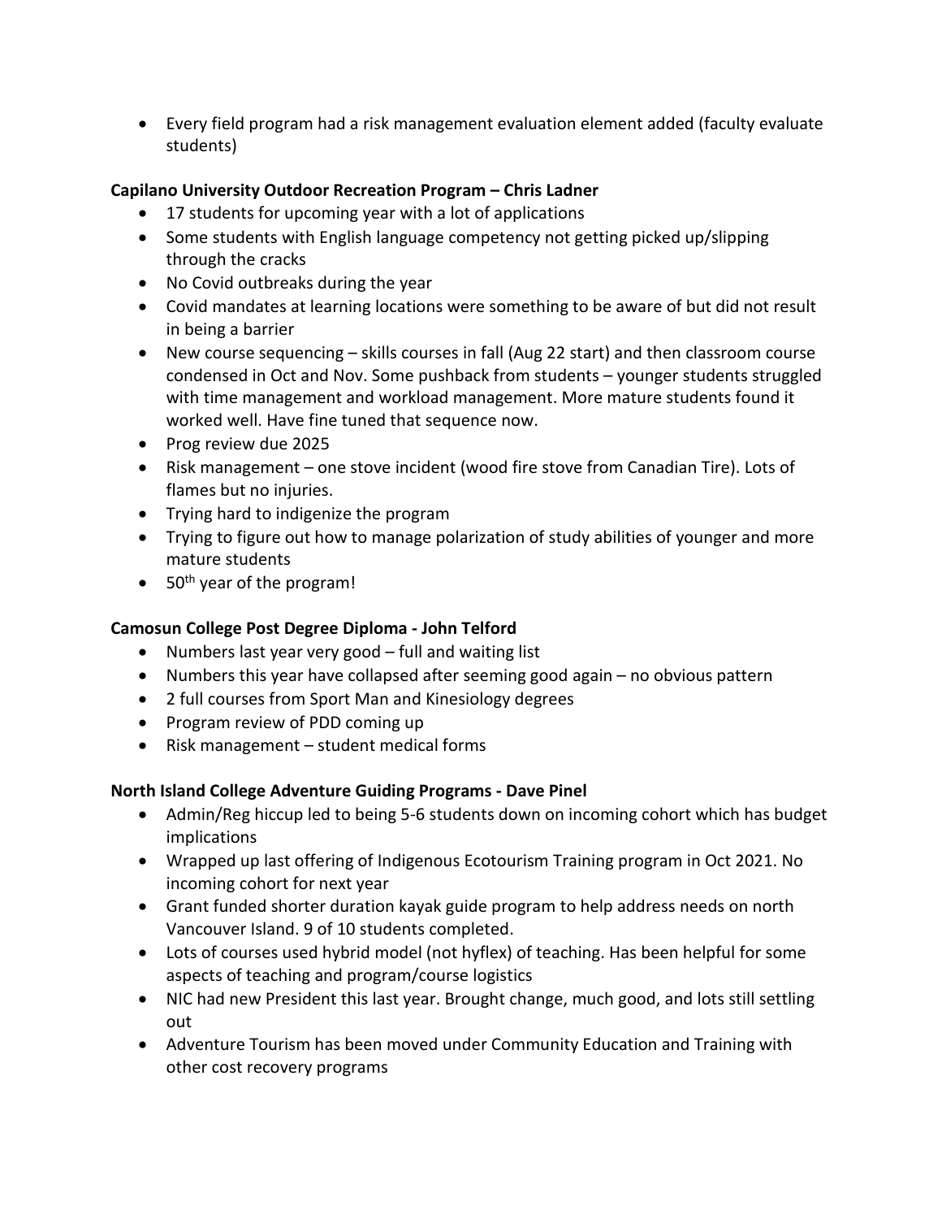- Every field program had a risk management evaluation element added (faculty evaluate students)

**Capilano University Outdoor Recreation Program – Chris Ladner**

- 17 students for upcoming year with a lot of applications
- Some students with English language competency not getting picked up/slipping through the cracks
- No Covid outbreaks during the year
- Covid mandates at learning locations were something to be aware of but did not result in being a barrier
- New course sequencing – skills courses in fall (Aug 22 start) and then classroom course condensed in Oct and Nov. Some pushback from students – younger students struggled with time management and workload management. More mature students found it worked well. Have fine tuned that sequence now.
- Prog review due 2025
- Risk management – one stove incident (wood fire stove from Canadian Tire). Lots of flames but no injuries.
- Trying hard to indigenize the program
- Trying to figure out how to manage polarization of study abilities of younger and more mature students
- 50th year of the program!

**Camosun College Post Degree Diploma - John Telford**

- Numbers last year very good – full and waiting list
- Numbers this year have collapsed after seeming good again – no obvious pattern
- 2 full courses from Sport Man and Kinesiology degrees
- Program review of PDD coming up
- Risk management – student medical forms

**North Island College Adventure Guiding Programs - Dave Pinel**

- Admin/Reg hiccup led to being 5-6 students down on incoming cohort which has budget implications
- Wrapped up last offering of Indigenous Ecotourism Training program in Oct 2021. No incoming cohort for next year
- Grant funded shorter duration kayak guide program to help address needs on north Vancouver Island. 9 of 10 students completed.
- Lots of courses used hybrid model (not hyflex) of teaching. Has been helpful for some aspects of teaching and program/course logistics
- NIC had new President this last year. Brought change, much good, and lots still settling out
- Adventure Tourism has been moved under Community Education and Training with other cost recovery programs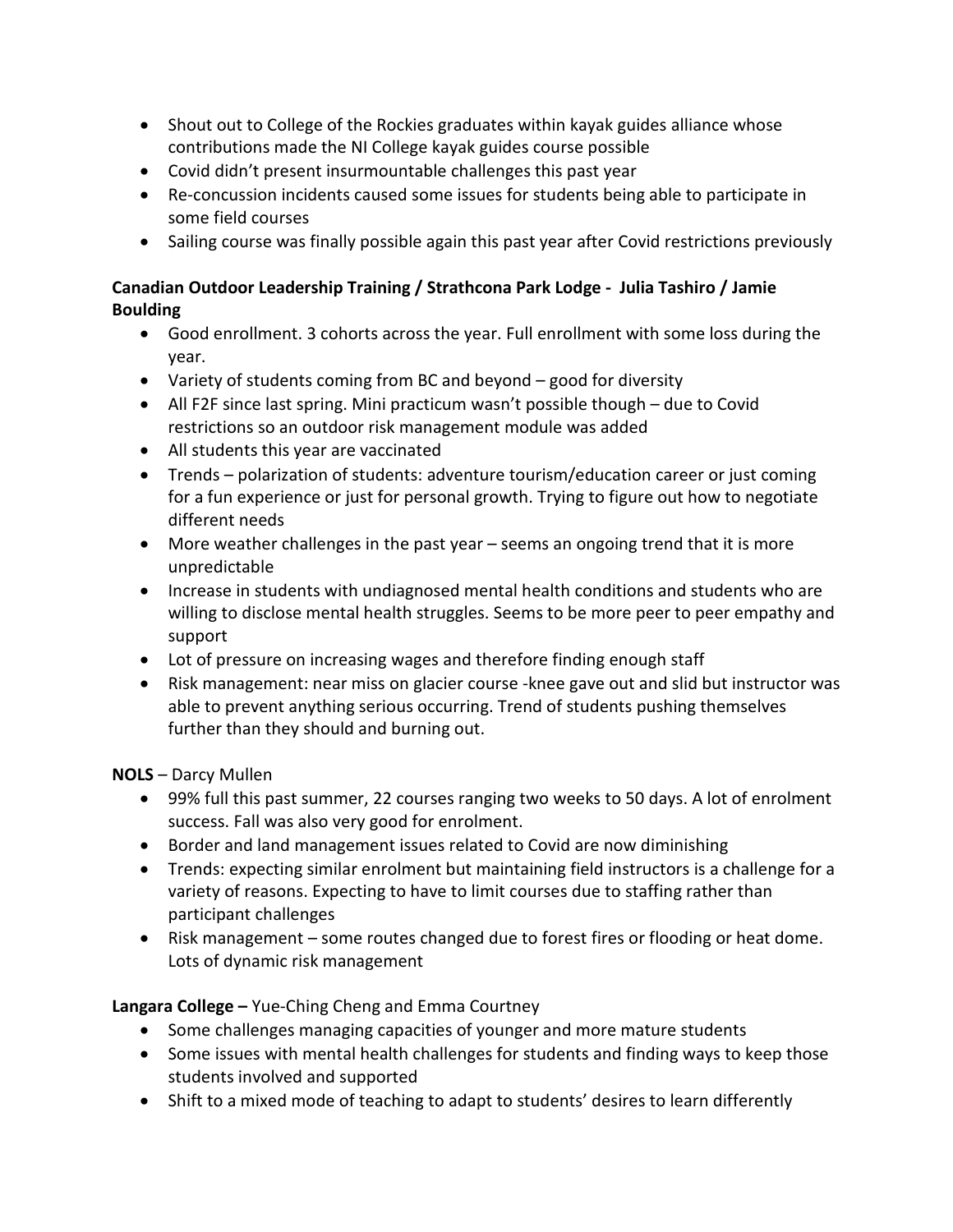- Shout out to College of the Rockies graduates within kayak guides alliance whose contributions made the NI College kayak guides course possible
- Covid didn't present insurmountable challenges this past year
- Re-concussion incidents caused some issues for students being able to participate in some field courses
- Sailing course was finally possible again this past year after Covid restrictions previously

**Canadian Outdoor Leadership Training / Strathcona Park Lodge - Julia Tashiro / Jamie Boulding**

- Good enrollment. 3 cohorts across the year. Full enrollment with some loss during the year.
- Variety of students coming from BC and beyond – good for diversity
- All F2F since last spring. Mini practicum wasn't possible though – due to Covid restrictions so an outdoor risk management module was added
- All students this year are vaccinated
- Trends – polarization of students: adventure tourism/education career or just coming for a fun experience or just for personal growth. Trying to figure out how to negotiate different needs
- More weather challenges in the past year – seems an ongoing trend that it is more unpredictable
- Increase in students with undiagnosed mental health conditions and students who are willing to disclose mental health struggles. Seems to be more peer to peer empathy and support
- Lot of pressure on increasing wages and therefore finding enough staff
- Risk management: near miss on glacier course -knee gave out and slid but instructor was able to prevent anything serious occurring. Trend of students pushing themselves further than they should and burning out.

**NOLS** – Darcy Mullen

- 99% full this past summer, 22 courses ranging two weeks to 50 days. A lot of enrolment success. Fall was also very good for enrolment.
- Border and land management issues related to Covid are now diminishing
- Trends: expecting similar enrolment but maintaining field instructors is a challenge for a variety of reasons. Expecting to have to limit courses due to staffing rather than participant challenges
- Risk management – some routes changed due to forest fires or flooding or heat dome. Lots of dynamic risk management

**Langara College –** Yue-Ching Cheng and Emma Courtney

- Some challenges managing capacities of younger and more mature students
- Some issues with mental health challenges for students and finding ways to keep those students involved and supported
- Shift to a mixed mode of teaching to adapt to students' desires to learn differently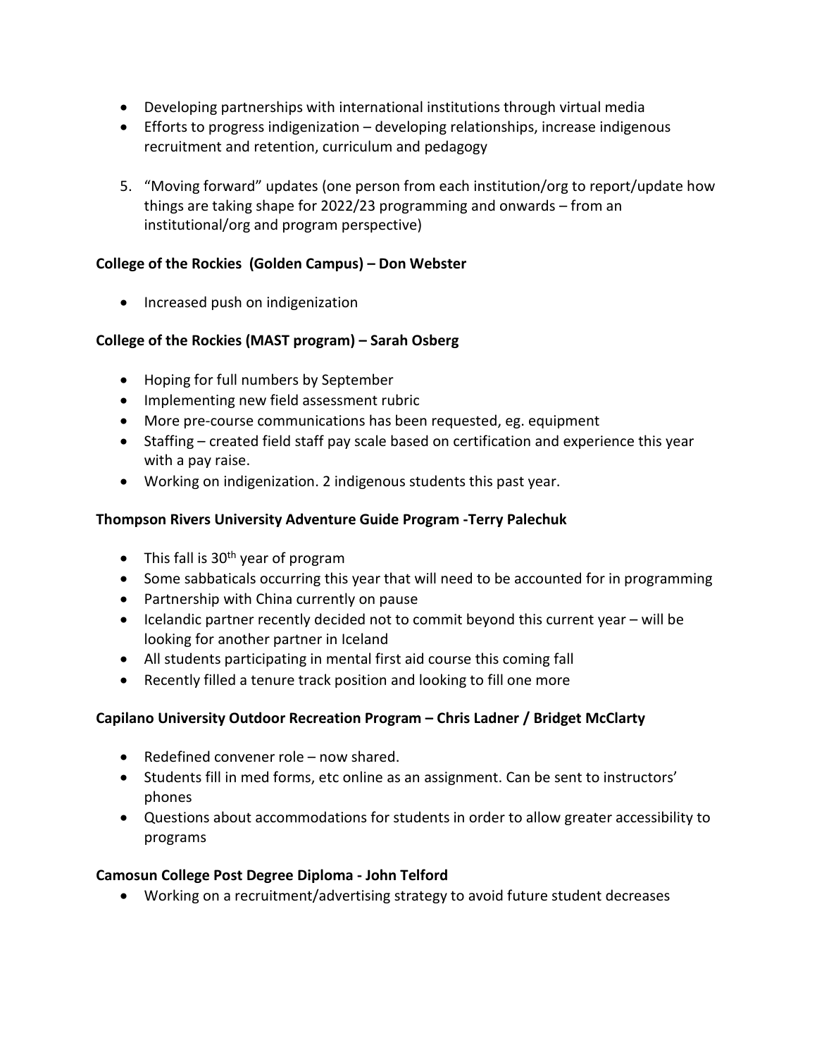- Developing partnerships with international institutions through virtual media
- Efforts to progress indigenization – developing relationships, increase indigenous recruitment and retention, curriculum and pedagogy

5. "Moving forward" updates (one person from each institution/org to report/update how things are taking shape for 2022/23 programming and onwards – from an institutional/org and program perspective)

**College of the Rockies (Golden Campus) – Don Webster**

- Increased push on indigenization

**College of the Rockies (MAST program) – Sarah Osberg**

- Hoping for full numbers by September
- Implementing new field assessment rubric
- More pre-course communications has been requested, eg. equipment
- Staffing – created field staff pay scale based on certification and experience this year with a pay raise.
- Working on indigenization. 2 indigenous students this past year.

**Thompson Rivers University Adventure Guide Program -Terry Palechuk**

- This fall is 30th year of program
- Some sabbaticals occurring this year that will need to be accounted for in programming
- Partnership with China currently on pause
- Icelandic partner recently decided not to commit beyond this current year – will be looking for another partner in Iceland
- All students participating in mental first aid course this coming fall
- Recently filled a tenure track position and looking to fill one more

**Capilano University Outdoor Recreation Program – Chris Ladner / Bridget McClarty**

- Redefined convener role – now shared.
- Students fill in med forms, etc online as an assignment. Can be sent to instructors' phones
- Questions about accommodations for students in order to allow greater accessibility to programs

**Camosun College Post Degree Diploma - John Telford**

- Working on a recruitment/advertising strategy to avoid future student decreases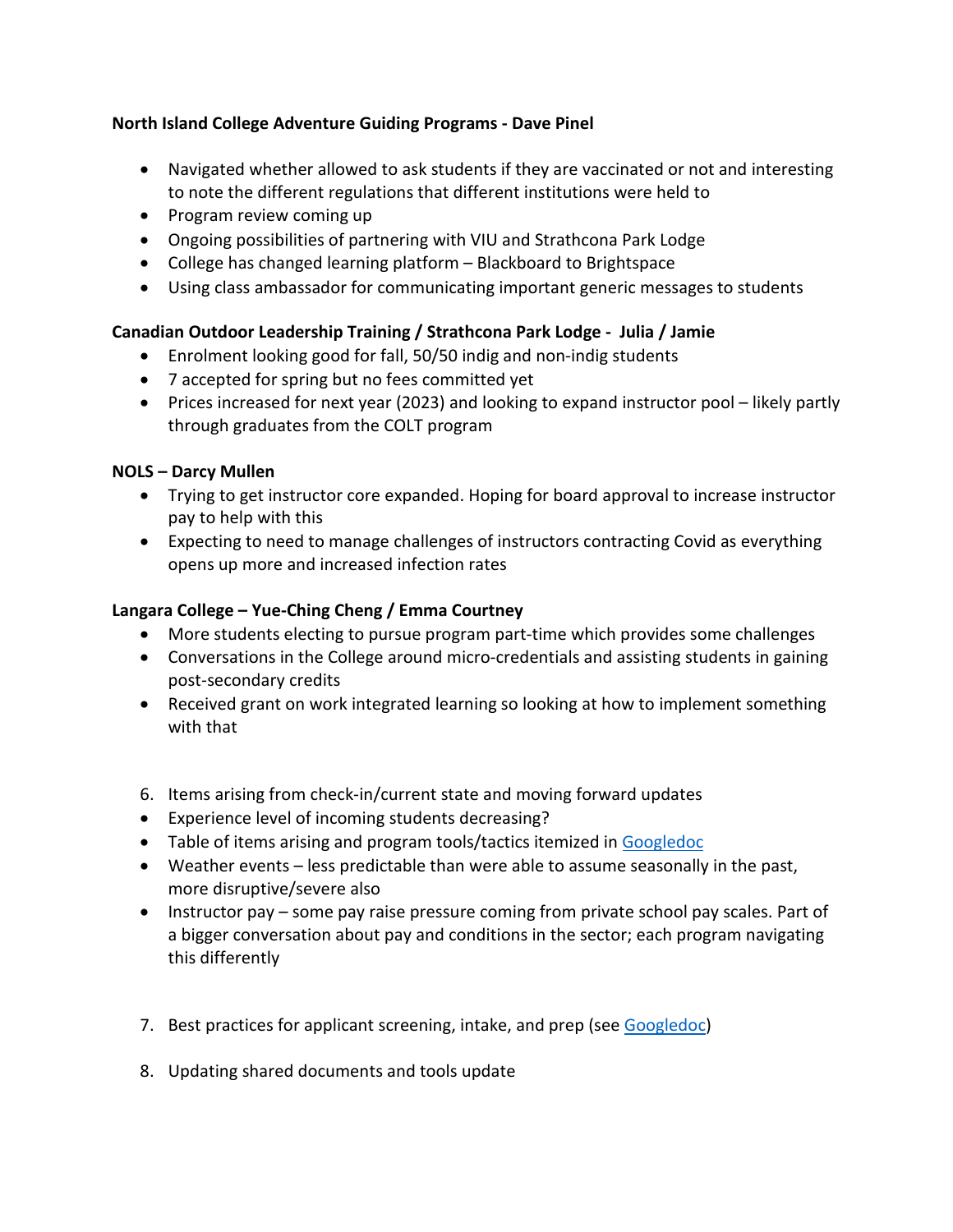**North Island College Adventure Guiding Programs - Dave Pinel**

- Navigated whether allowed to ask students if they are vaccinated or not and interesting to note the different regulations that different institutions were held to
- Program review coming up
- Ongoing possibilities of partnering with VIU and Strathcona Park Lodge
- College has changed learning platform – Blackboard to Brightspace
- Using class ambassador for communicating important generic messages to students

**Canadian Outdoor Leadership Training / Strathcona Park Lodge - Julia / Jamie**

- Enrolment looking good for fall, 50/50 indig and non-indig students
- 7 accepted for spring but no fees committed yet
- Prices increased for next year (2023) and looking to expand instructor pool – likely partly through graduates from the COLT program

**NOLS – Darcy Mullen**

- Trying to get instructor core expanded. Hoping for board approval to increase instructor pay to help with this
- Expecting to need to manage challenges of instructors contracting Covid as everything opens up more and increased infection rates

**Langara College – Yue-Ching Cheng / Emma Courtney**

- More students electing to pursue program part-time which provides some challenges
- Conversations in the College around micro-credentials and assisting students in gaining post-secondary credits
- Received grant on work integrated learning so looking at how to implement something with that

6. Items arising from check-in/current state and moving forward updates

- Experience level of incoming students decreasing?
- Table of items arising and program tools/tactics itemized in Googledoc
- Weather events – less predictable than were able to assume seasonally in the past, more disruptive/severe also
- Instructor pay – some pay raise pressure coming from private school pay scales. Part of a bigger conversation about pay and conditions in the sector; each program navigating this differently

7. Best practices for applicant screening, intake, and prep (see Googledoc)

8. Updating shared documents and tools update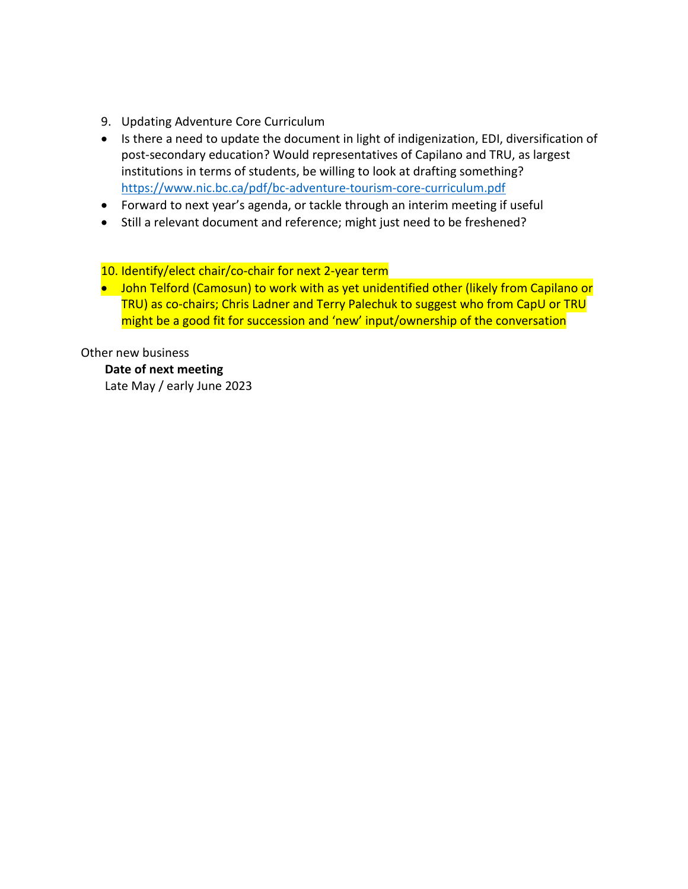9. Updating Adventure Core Curriculum

- Is there a need to update the document in light of indigenization, EDI, diversification of post-secondary education? Would representatives of Capilano and TRU, as largest institutions in terms of students, be willing to look at drafting something? https://www.nic.bc.ca/pdf/bc-adventure-tourism-core-curriculum.pdf
- Forward to next year's agenda, or tackle through an interim meeting if useful
- Still a relevant document and reference; might just need to be freshened?

10. Identify/elect chair/co-chair for next 2-year term

- John Telford (Camosun) to work with as yet unidentified other (likely from Capilano or TRU) as co-chairs; Chris Ladner and Terry Palechuk to suggest who from CapU or TRU might be a good fit for succession and 'new' input/ownership of the conversation

Other new business

**Date of next meeting**

Late May / early June 2023